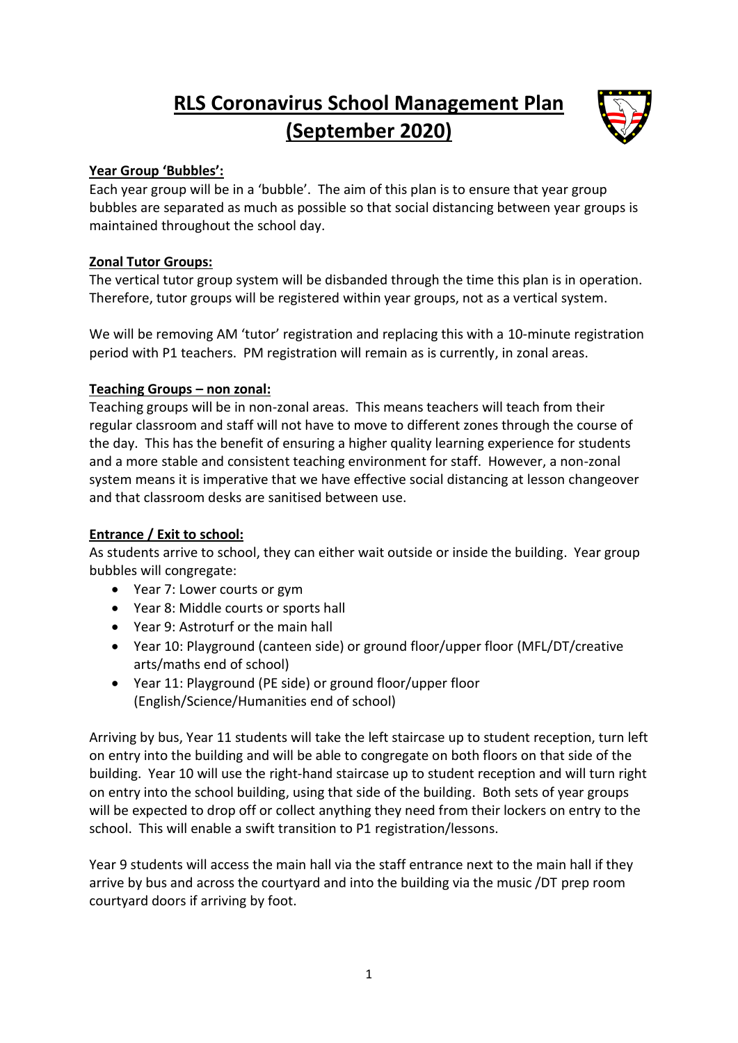# RLS Coronavirus School Management Plan (September 2020)

**Year Group 'Bubbles':**

Each year group will be in a 'bubble'. The aim of this plan is to ensure that year group bubbles are separated as much as possible so that social distancing between year groups is maintained throughout the school day.

**Zonal Tutor Groups:**

The vertical tutor group system will be disbanded through the time this plan is in operation. Therefore, tutor groups will be registered within year groups, not as a vertical system.

We will be removing AM 'tutor' registration and replacing this with a 10-minute registration period with P1 teachers. PM registration will remain as is currently, in zonal areas.

**Teaching Groups – non zonal:**

Teaching groups will be in non-zonal areas. This means teachers will teach from their regular classroom and staff will not have to move to different zones through the course of the day. This has the benefit of ensuring a higher quality learning experience for students and a more stable and consistent teaching environment for staff. However, a non-zonal system means it is imperative that we have effective social distancing at lesson changeover and that classroom desks are sanitised between use.

**Entrance / Exit to school:**

As students arrive to school, they can either wait outside or inside the building. Year group bubbles will congregate:

- Year 7: Lower courts or gym
- Year 8: Middle courts or sports hall
- Year 9: Astroturf or the main hall
- Year 10: Playground (canteen side) or ground floor/upper floor (MFL/DT/creative arts/maths end of school)
- Year 11: Playground (PE side) or ground floor/upper floor (English/Science/Humanities end of school)

Arriving by bus, Year 11 students will take the left staircase up to student reception, turn left on entry into the building and will be able to congregate on both floors on that side of the building. Year 10 will use the right-hand staircase up to student reception and will turn right on entry into the school building, using that side of the building. Both sets of year groups will be expected to drop off or collect anything they need from their lockers on entry to the school. This will enable a swift transition to P1 registration/lessons.

Year 9 students will access the main hall via the staff entrance next to the main hall if they arrive by bus and across the courtyard and into the building via the music /DT prep room courtyard doors if arriving by foot.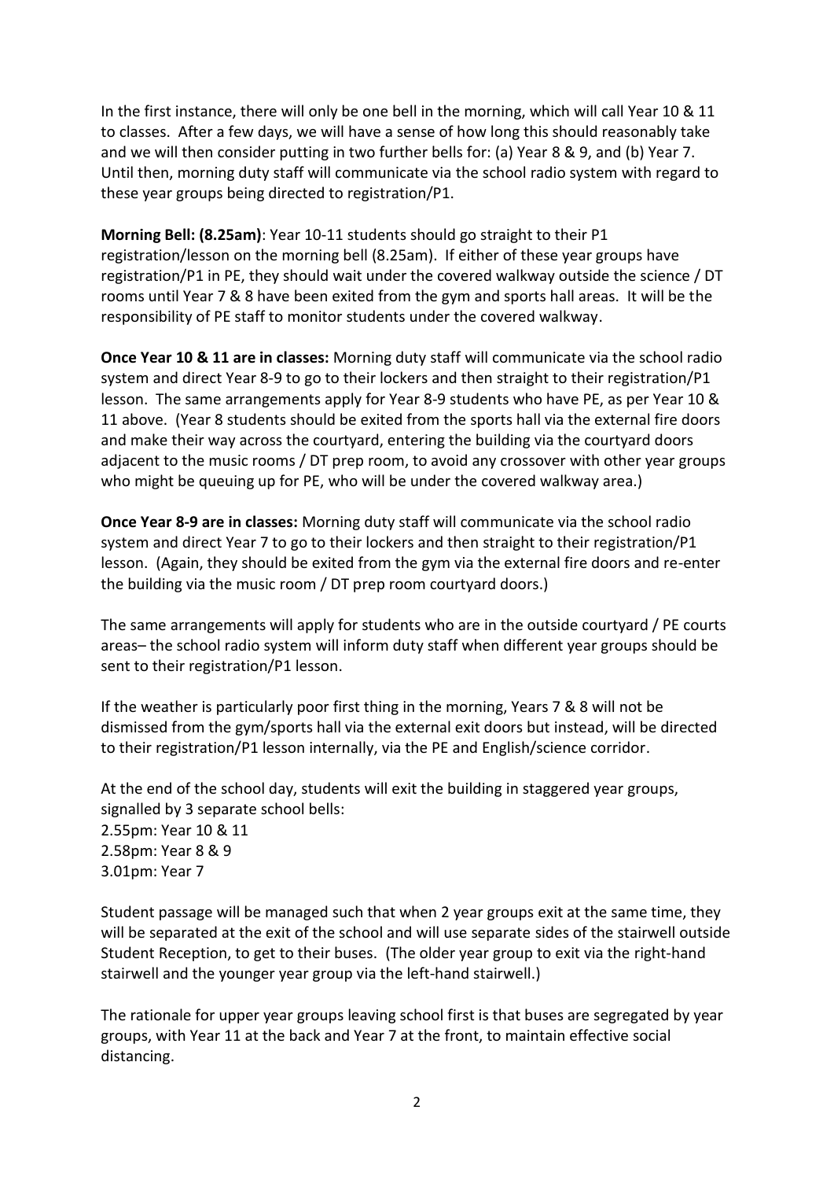In the first instance, there will only be one bell in the morning, which will call Year 10 & 11 to classes. After a few days, we will have a sense of how long this should reasonably take and we will then consider putting in two further bells for: (a) Year 8 & 9, and (b) Year 7. Until then, morning duty staff will communicate via the school radio system with regard to these year groups being directed to registration/P1.

**Morning Bell: (8.25am)**: Year 10-11 students should go straight to their P1 registration/lesson on the morning bell (8.25am). If either of these year groups have registration/P1 in PE, they should wait under the covered walkway outside the science / DT rooms until Year 7 & 8 have been exited from the gym and sports hall areas. It will be the responsibility of PE staff to monitor students under the covered walkway.

**Once Year 10 & 11 are in classes:** Morning duty staff will communicate via the school radio system and direct Year 8-9 to go to their lockers and then straight to their registration/P1 lesson. The same arrangements apply for Year 8-9 students who have PE, as per Year 10 & 11 above. (Year 8 students should be exited from the sports hall via the external fire doors and make their way across the courtyard, entering the building via the courtyard doors adjacent to the music rooms / DT prep room, to avoid any crossover with other year groups who might be queuing up for PE, who will be under the covered walkway area.)

**Once Year 8-9 are in classes:** Morning duty staff will communicate via the school radio system and direct Year 7 to go to their lockers and then straight to their registration/P1 lesson. (Again, they should be exited from the gym via the external fire doors and re-enter the building via the music room / DT prep room courtyard doors.)

The same arrangements will apply for students who are in the outside courtyard / PE courts areas– the school radio system will inform duty staff when different year groups should be sent to their registration/P1 lesson.

If the weather is particularly poor first thing in the morning, Years 7 & 8 will not be dismissed from the gym/sports hall via the external exit doors but instead, will be directed to their registration/P1 lesson internally, via the PE and English/science corridor.

At the end of the school day, students will exit the building in staggered year groups, signalled by 3 separate school bells:
2.55pm: Year 10 & 11
2.58pm: Year 8 & 9
3.01pm: Year 7

Student passage will be managed such that when 2 year groups exit at the same time, they will be separated at the exit of the school and will use separate sides of the stairwell outside Student Reception, to get to their buses. (The older year group to exit via the right-hand stairwell and the younger year group via the left-hand stairwell.)

The rationale for upper year groups leaving school first is that buses are segregated by year groups, with Year 11 at the back and Year 7 at the front, to maintain effective social distancing.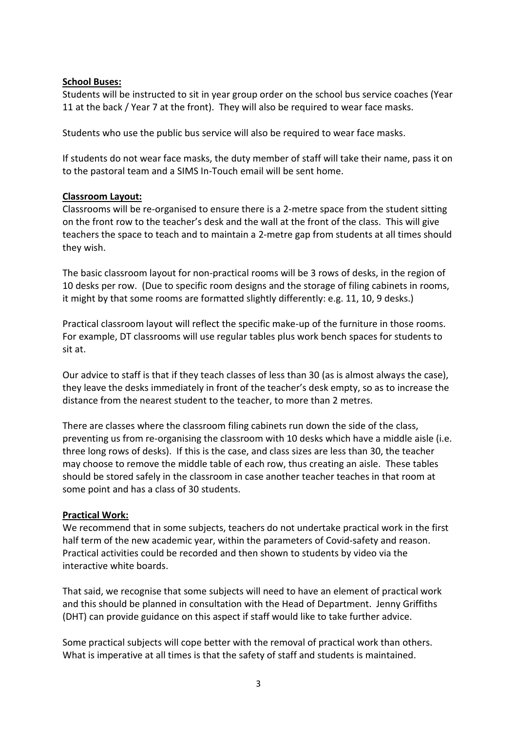**School Buses:**

Students will be instructed to sit in year group order on the school bus service coaches (Year 11 at the back / Year 7 at the front). They will also be required to wear face masks.

Students who use the public bus service will also be required to wear face masks.

If students do not wear face masks, the duty member of staff will take their name, pass it on to the pastoral team and a SIMS In-Touch email will be sent home.

**Classroom Layout:**

Classrooms will be re-organised to ensure there is a 2-metre space from the student sitting on the front row to the teacher's desk and the wall at the front of the class. This will give teachers the space to teach and to maintain a 2-metre gap from students at all times should they wish.

The basic classroom layout for non-practical rooms will be 3 rows of desks, in the region of 10 desks per row. (Due to specific room designs and the storage of filing cabinets in rooms, it might by that some rooms are formatted slightly differently: e.g. 11, 10, 9 desks.)

Practical classroom layout will reflect the specific make-up of the furniture in those rooms. For example, DT classrooms will use regular tables plus work bench spaces for students to sit at.

Our advice to staff is that if they teach classes of less than 30 (as is almost always the case), they leave the desks immediately in front of the teacher's desk empty, so as to increase the distance from the nearest student to the teacher, to more than 2 metres.

There are classes where the classroom filing cabinets run down the side of the class, preventing us from re-organising the classroom with 10 desks which have a middle aisle (i.e. three long rows of desks). If this is the case, and class sizes are less than 30, the teacher may choose to remove the middle table of each row, thus creating an aisle. These tables should be stored safely in the classroom in case another teacher teaches in that room at some point and has a class of 30 students.

**Practical Work:**

We recommend that in some subjects, teachers do not undertake practical work in the first half term of the new academic year, within the parameters of Covid-safety and reason. Practical activities could be recorded and then shown to students by video via the interactive white boards.

That said, we recognise that some subjects will need to have an element of practical work and this should be planned in consultation with the Head of Department. Jenny Griffiths (DHT) can provide guidance on this aspect if staff would like to take further advice.

Some practical subjects will cope better with the removal of practical work than others. What is imperative at all times is that the safety of staff and students is maintained.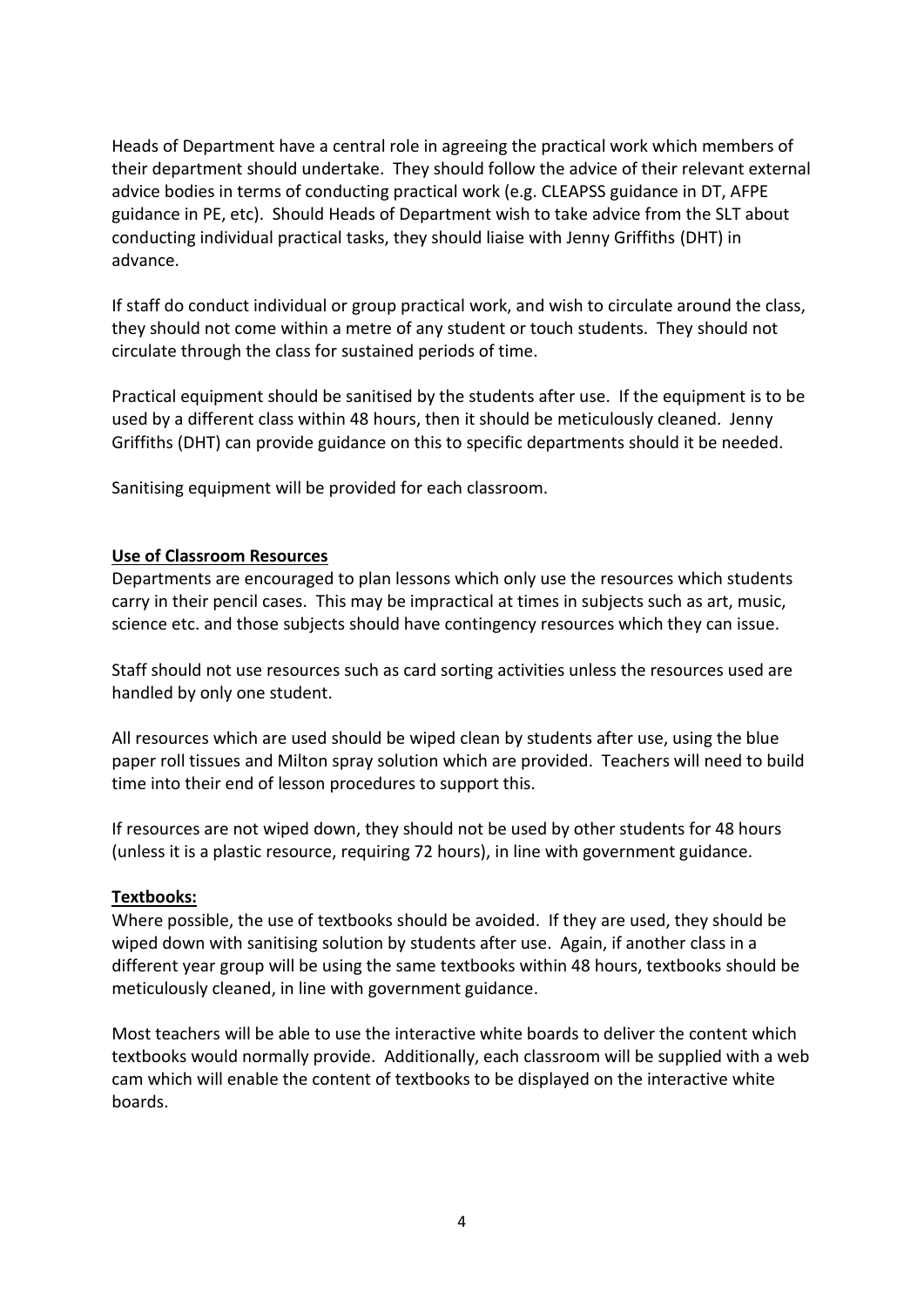Heads of Department have a central role in agreeing the practical work which members of their department should undertake. They should follow the advice of their relevant external advice bodies in terms of conducting practical work (e.g. CLEAPSS guidance in DT, AFPE guidance in PE, etc). Should Heads of Department wish to take advice from the SLT about conducting individual practical tasks, they should liaise with Jenny Griffiths (DHT) in advance.

If staff do conduct individual or group practical work, and wish to circulate around the class, they should not come within a metre of any student or touch students. They should not circulate through the class for sustained periods of time.

Practical equipment should be sanitised by the students after use. If the equipment is to be used by a different class within 48 hours, then it should be meticulously cleaned. Jenny Griffiths (DHT) can provide guidance on this to specific departments should it be needed.

Sanitising equipment will be provided for each classroom.

**Use of Classroom Resources**

Departments are encouraged to plan lessons which only use the resources which students carry in their pencil cases. This may be impractical at times in subjects such as art, music, science etc. and those subjects should have contingency resources which they can issue.

Staff should not use resources such as card sorting activities unless the resources used are handled by only one student.

All resources which are used should be wiped clean by students after use, using the blue paper roll tissues and Milton spray solution which are provided. Teachers will need to build time into their end of lesson procedures to support this.

If resources are not wiped down, they should not be used by other students for 48 hours (unless it is a plastic resource, requiring 72 hours), in line with government guidance.

**Textbooks:**

Where possible, the use of textbooks should be avoided. If they are used, they should be wiped down with sanitising solution by students after use. Again, if another class in a different year group will be using the same textbooks within 48 hours, textbooks should be meticulously cleaned, in line with government guidance.

Most teachers will be able to use the interactive white boards to deliver the content which textbooks would normally provide. Additionally, each classroom will be supplied with a web cam which will enable the content of textbooks to be displayed on the interactive white boards.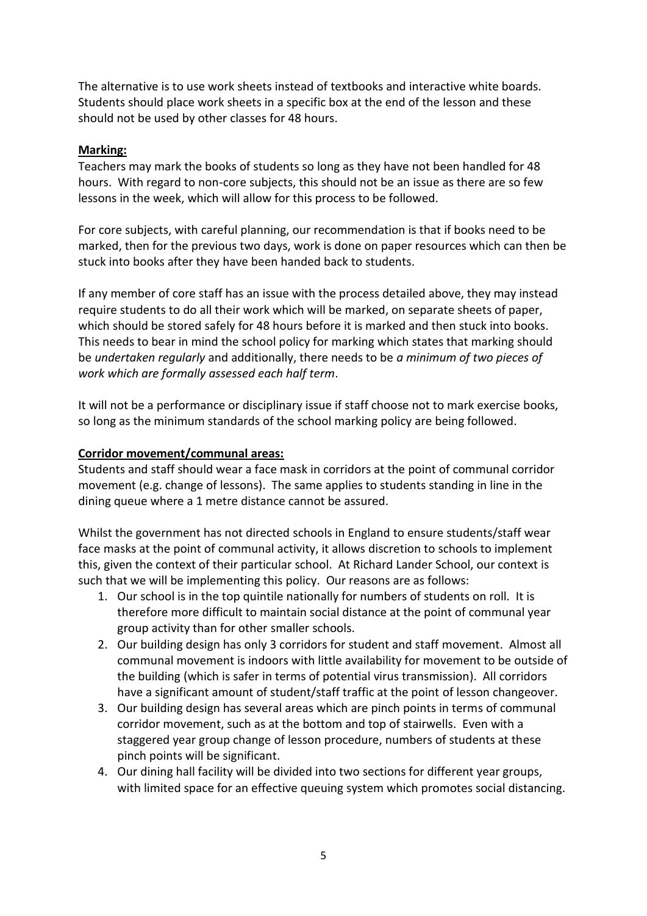The alternative is to use work sheets instead of textbooks and interactive white boards. Students should place work sheets in a specific box at the end of the lesson and these should not be used by other classes for 48 hours.

**Marking:**

Teachers may mark the books of students so long as they have not been handled for 48 hours. With regard to non-core subjects, this should not be an issue as there are so few lessons in the week, which will allow for this process to be followed.

For core subjects, with careful planning, our recommendation is that if books need to be marked, then for the previous two days, work is done on paper resources which can then be stuck into books after they have been handed back to students.

If any member of core staff has an issue with the process detailed above, they may instead require students to do all their work which will be marked, on separate sheets of paper, which should be stored safely for 48 hours before it is marked and then stuck into books. This needs to bear in mind the school policy for marking which states that marking should be *undertaken regularly* and additionally, there needs to be *a minimum of two pieces of work which are formally assessed each half term*.

It will not be a performance or disciplinary issue if staff choose not to mark exercise books, so long as the minimum standards of the school marking policy are being followed.

**Corridor movement/communal areas:**

Students and staff should wear a face mask in corridors at the point of communal corridor movement (e.g. change of lessons). The same applies to students standing in line in the dining queue where a 1 metre distance cannot be assured.

Whilst the government has not directed schools in England to ensure students/staff wear face masks at the point of communal activity, it allows discretion to schools to implement this, given the context of their particular school. At Richard Lander School, our context is such that we will be implementing this policy. Our reasons are as follows:

1. Our school is in the top quintile nationally for numbers of students on roll. It is therefore more difficult to maintain social distance at the point of communal year group activity than for other smaller schools.
2. Our building design has only 3 corridors for student and staff movement. Almost all communal movement is indoors with little availability for movement to be outside of the building (which is safer in terms of potential virus transmission). All corridors have a significant amount of student/staff traffic at the point of lesson changeover.
3. Our building design has several areas which are pinch points in terms of communal corridor movement, such as at the bottom and top of stairwells. Even with a staggered year group change of lesson procedure, numbers of students at these pinch points will be significant.
4. Our dining hall facility will be divided into two sections for different year groups, with limited space for an effective queuing system which promotes social distancing.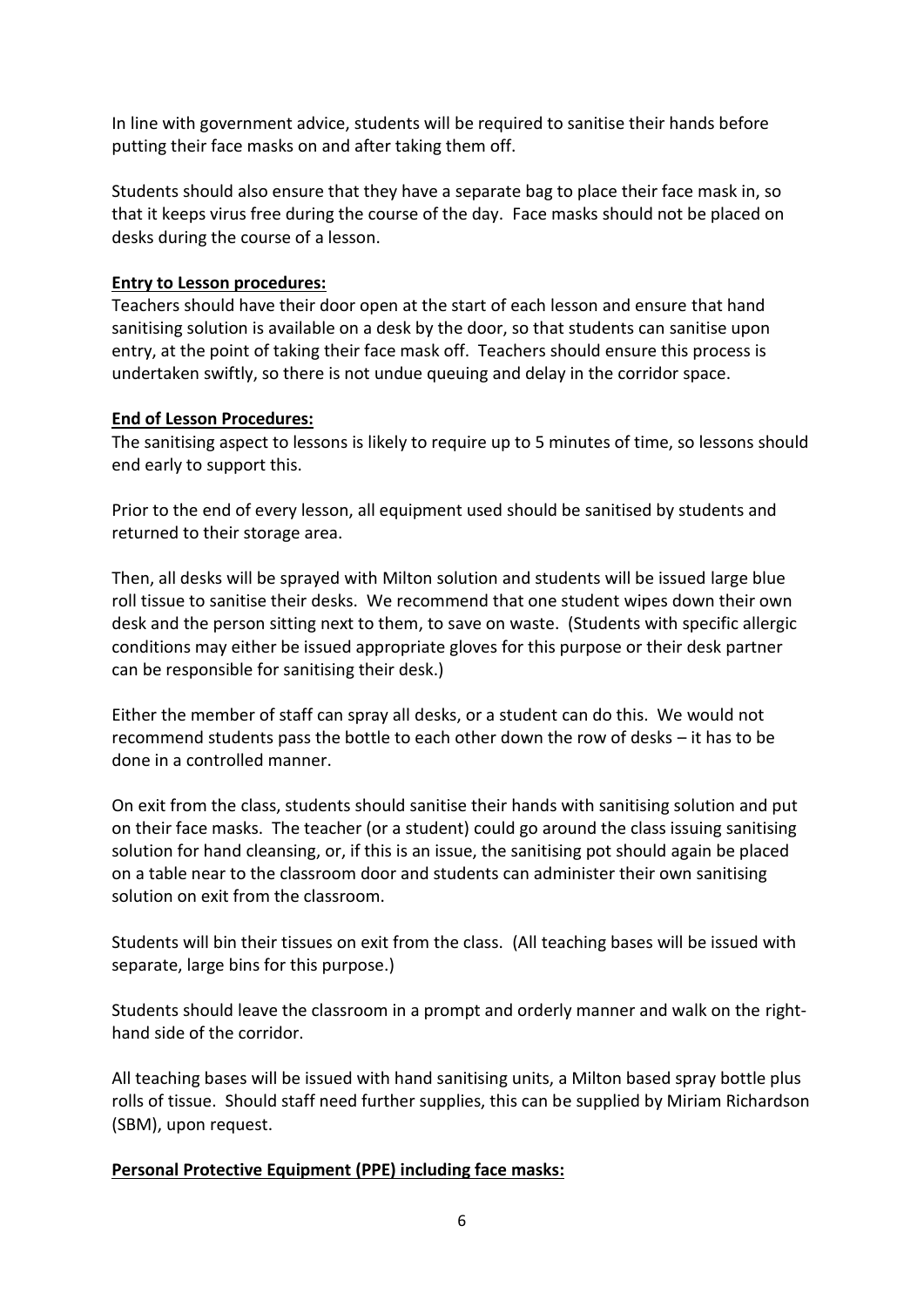In line with government advice, students will be required to sanitise their hands before putting their face masks on and after taking them off.

Students should also ensure that they have a separate bag to place their face mask in, so that it keeps virus free during the course of the day. Face masks should not be placed on desks during the course of a lesson.

**Entry to Lesson procedures:**

Teachers should have their door open at the start of each lesson and ensure that hand sanitising solution is available on a desk by the door, so that students can sanitise upon entry, at the point of taking their face mask off. Teachers should ensure this process is undertaken swiftly, so there is not undue queuing and delay in the corridor space.

**End of Lesson Procedures:**

The sanitising aspect to lessons is likely to require up to 5 minutes of time, so lessons should end early to support this.

Prior to the end of every lesson, all equipment used should be sanitised by students and returned to their storage area.

Then, all desks will be sprayed with Milton solution and students will be issued large blue roll tissue to sanitise their desks. We recommend that one student wipes down their own desk and the person sitting next to them, to save on waste. (Students with specific allergic conditions may either be issued appropriate gloves for this purpose or their desk partner can be responsible for sanitising their desk.)

Either the member of staff can spray all desks, or a student can do this. We would not recommend students pass the bottle to each other down the row of desks – it has to be done in a controlled manner.

On exit from the class, students should sanitise their hands with sanitising solution and put on their face masks. The teacher (or a student) could go around the class issuing sanitising solution for hand cleansing, or, if this is an issue, the sanitising pot should again be placed on a table near to the classroom door and students can administer their own sanitising solution on exit from the classroom.

Students will bin their tissues on exit from the class. (All teaching bases will be issued with separate, large bins for this purpose.)

Students should leave the classroom in a prompt and orderly manner and walk on the right-hand side of the corridor.

All teaching bases will be issued with hand sanitising units, a Milton based spray bottle plus rolls of tissue. Should staff need further supplies, this can be supplied by Miriam Richardson (SBM), upon request.

**Personal Protective Equipment (PPE) including face masks:**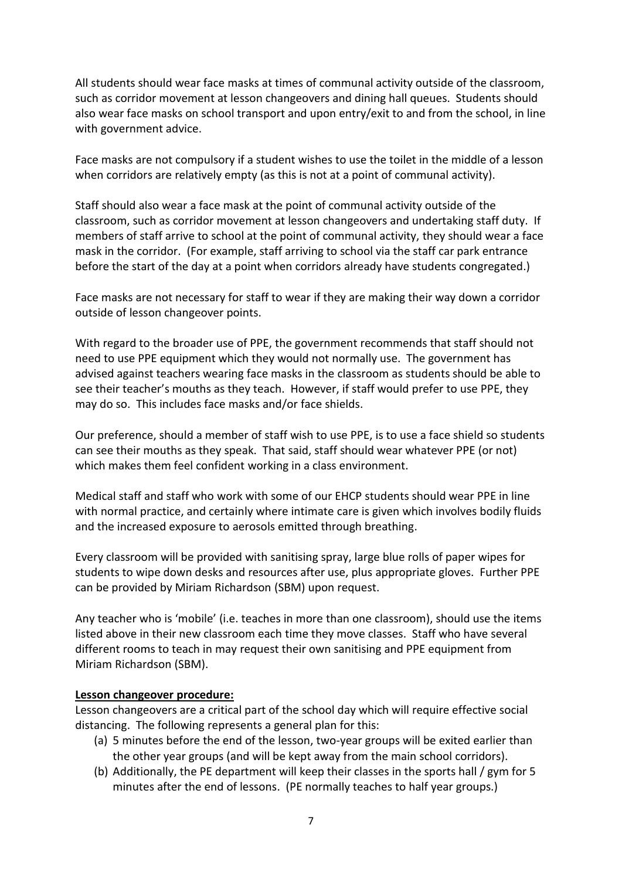All students should wear face masks at times of communal activity outside of the classroom, such as corridor movement at lesson changeovers and dining hall queues. Students should also wear face masks on school transport and upon entry/exit to and from the school, in line with government advice.

Face masks are not compulsory if a student wishes to use the toilet in the middle of a lesson when corridors are relatively empty (as this is not at a point of communal activity).

Staff should also wear a face mask at the point of communal activity outside of the classroom, such as corridor movement at lesson changeovers and undertaking staff duty. If members of staff arrive to school at the point of communal activity, they should wear a face mask in the corridor. (For example, staff arriving to school via the staff car park entrance before the start of the day at a point when corridors already have students congregated.)

Face masks are not necessary for staff to wear if they are making their way down a corridor outside of lesson changeover points.

With regard to the broader use of PPE, the government recommends that staff should not need to use PPE equipment which they would not normally use. The government has advised against teachers wearing face masks in the classroom as students should be able to see their teacher's mouths as they teach. However, if staff would prefer to use PPE, they may do so. This includes face masks and/or face shields.

Our preference, should a member of staff wish to use PPE, is to use a face shield so students can see their mouths as they speak. That said, staff should wear whatever PPE (or not) which makes them feel confident working in a class environment.

Medical staff and staff who work with some of our EHCP students should wear PPE in line with normal practice, and certainly where intimate care is given which involves bodily fluids and the increased exposure to aerosols emitted through breathing.

Every classroom will be provided with sanitising spray, large blue rolls of paper wipes for students to wipe down desks and resources after use, plus appropriate gloves. Further PPE can be provided by Miriam Richardson (SBM) upon request.

Any teacher who is 'mobile' (i.e. teaches in more than one classroom), should use the items listed above in their new classroom each time they move classes. Staff who have several different rooms to teach in may request their own sanitising and PPE equipment from Miriam Richardson (SBM).

**Lesson changeover procedure:**

Lesson changeovers are a critical part of the school day which will require effective social distancing. The following represents a general plan for this:

(a) 5 minutes before the end of the lesson, two-year groups will be exited earlier than the other year groups (and will be kept away from the main school corridors).

(b) Additionally, the PE department will keep their classes in the sports hall / gym for 5 minutes after the end of lessons. (PE normally teaches to half year groups.)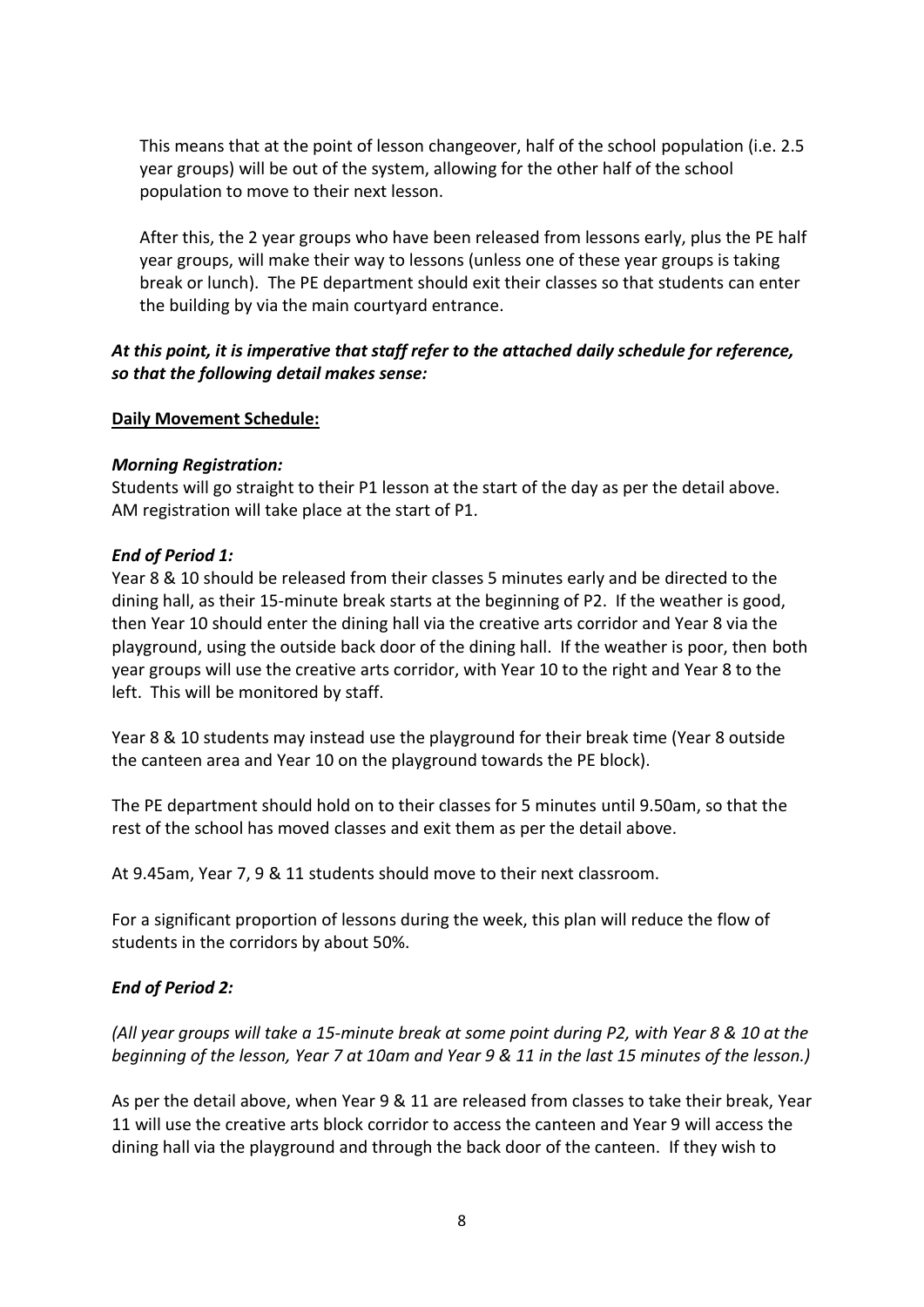This means that at the point of lesson changeover, half of the school population (i.e. 2.5 year groups) will be out of the system, allowing for the other half of the school population to move to their next lesson.

After this, the 2 year groups who have been released from lessons early, plus the PE half year groups, will make their way to lessons (unless one of these year groups is taking break or lunch). The PE department should exit their classes so that students can enter the building by via the main courtyard entrance.

***At this point, it is imperative that staff refer to the attached daily schedule for reference, so that the following detail makes sense:***

**Daily Movement Schedule:**

***Morning Registration:***
Students will go straight to their P1 lesson at the start of the day as per the detail above. AM registration will take place at the start of P1.

***End of Period 1:***
Year 8 & 10 should be released from their classes 5 minutes early and be directed to the dining hall, as their 15-minute break starts at the beginning of P2. If the weather is good, then Year 10 should enter the dining hall via the creative arts corridor and Year 8 via the playground, using the outside back door of the dining hall. If the weather is poor, then both year groups will use the creative arts corridor, with Year 10 to the right and Year 8 to the left. This will be monitored by staff.

Year 8 & 10 students may instead use the playground for their break time (Year 8 outside the canteen area and Year 10 on the playground towards the PE block).

The PE department should hold on to their classes for 5 minutes until 9.50am, so that the rest of the school has moved classes and exit them as per the detail above.

At 9.45am, Year 7, 9 & 11 students should move to their next classroom.

For a significant proportion of lessons during the week, this plan will reduce the flow of students in the corridors by about 50%.

***End of Period 2:***

*(All year groups will take a 15-minute break at some point during P2, with Year 8 & 10 at the beginning of the lesson, Year 7 at 10am and Year 9 & 11 in the last 15 minutes of the lesson.)*

As per the detail above, when Year 9 & 11 are released from classes to take their break, Year 11 will use the creative arts block corridor to access the canteen and Year 9 will access the dining hall via the playground and through the back door of the canteen. If they wish to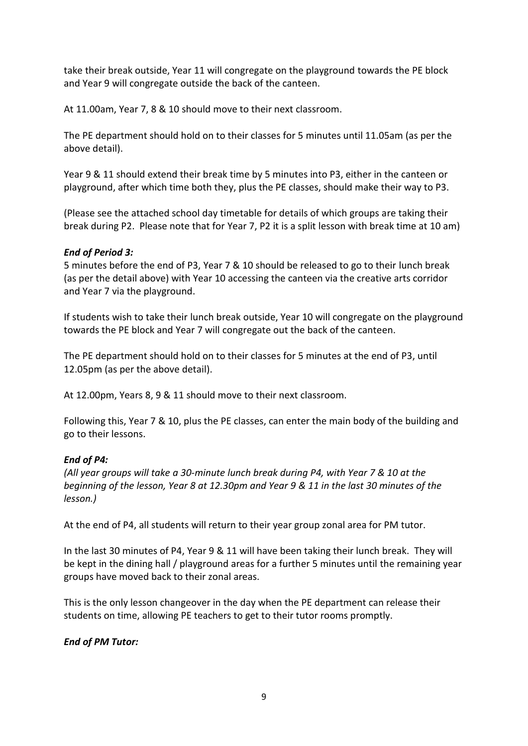take their break outside, Year 11 will congregate on the playground towards the PE block and Year 9 will congregate outside the back of the canteen.

At 11.00am, Year 7, 8 & 10 should move to their next classroom.

The PE department should hold on to their classes for 5 minutes until 11.05am (as per the above detail).

Year 9 & 11 should extend their break time by 5 minutes into P3, either in the canteen or playground, after which time both they, plus the PE classes, should make their way to P3.

(Please see the attached school day timetable for details of which groups are taking their break during P2. Please note that for Year 7, P2 it is a split lesson with break time at 10 am)

***End of Period 3:***

5 minutes before the end of P3, Year 7 & 10 should be released to go to their lunch break (as per the detail above) with Year 10 accessing the canteen via the creative arts corridor and Year 7 via the playground.

If students wish to take their lunch break outside, Year 10 will congregate on the playground towards the PE block and Year 7 will congregate out the back of the canteen.

The PE department should hold on to their classes for 5 minutes at the end of P3, until 12.05pm (as per the above detail).

At 12.00pm, Years 8, 9 & 11 should move to their next classroom.

Following this, Year 7 & 10, plus the PE classes, can enter the main body of the building and go to their lessons.

***End of P4:***

*(All year groups will take a 30-minute lunch break during P4, with Year 7 & 10 at the beginning of the lesson, Year 8 at 12.30pm and Year 9 & 11 in the last 30 minutes of the lesson.)*

At the end of P4, all students will return to their year group zonal area for PM tutor.

In the last 30 minutes of P4, Year 9 & 11 will have been taking their lunch break. They will be kept in the dining hall / playground areas for a further 5 minutes until the remaining year groups have moved back to their zonal areas.

This is the only lesson changeover in the day when the PE department can release their students on time, allowing PE teachers to get to their tutor rooms promptly.

***End of PM Tutor:***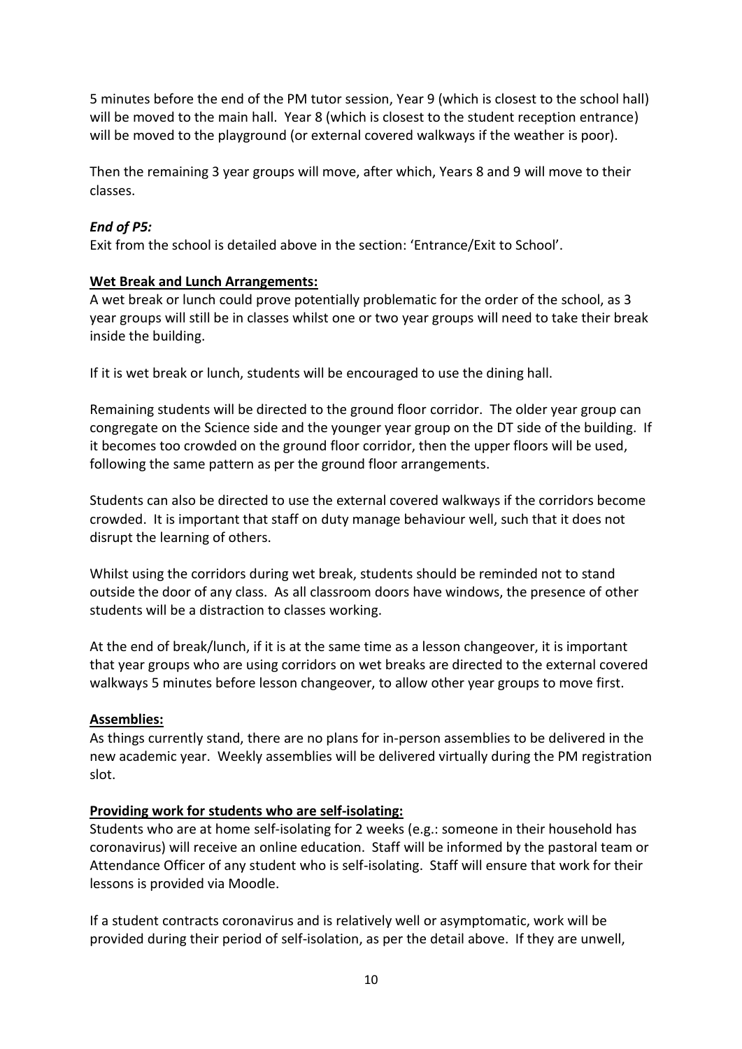5 minutes before the end of the PM tutor session, Year 9 (which is closest to the school hall) will be moved to the main hall. Year 8 (which is closest to the student reception entrance) will be moved to the playground (or external covered walkways if the weather is poor).

Then the remaining 3 year groups will move, after which, Years 8 and 9 will move to their classes.

***End of P5:***

Exit from the school is detailed above in the section: 'Entrance/Exit to School'.

**Wet Break and Lunch Arrangements:**

A wet break or lunch could prove potentially problematic for the order of the school, as 3 year groups will still be in classes whilst one or two year groups will need to take their break inside the building.

If it is wet break or lunch, students will be encouraged to use the dining hall.

Remaining students will be directed to the ground floor corridor. The older year group can congregate on the Science side and the younger year group on the DT side of the building. If it becomes too crowded on the ground floor corridor, then the upper floors will be used, following the same pattern as per the ground floor arrangements.

Students can also be directed to use the external covered walkways if the corridors become crowded. It is important that staff on duty manage behaviour well, such that it does not disrupt the learning of others.

Whilst using the corridors during wet break, students should be reminded not to stand outside the door of any class. As all classroom doors have windows, the presence of other students will be a distraction to classes working.

At the end of break/lunch, if it is at the same time as a lesson changeover, it is important that year groups who are using corridors on wet breaks are directed to the external covered walkways 5 minutes before lesson changeover, to allow other year groups to move first.

**Assemblies:**

As things currently stand, there are no plans for in-person assemblies to be delivered in the new academic year. Weekly assemblies will be delivered virtually during the PM registration slot.

**Providing work for students who are self-isolating:**

Students who are at home self-isolating for 2 weeks (e.g.: someone in their household has coronavirus) will receive an online education. Staff will be informed by the pastoral team or Attendance Officer of any student who is self-isolating. Staff will ensure that work for their lessons is provided via Moodle.

If a student contracts coronavirus and is relatively well or asymptomatic, work will be provided during their period of self-isolation, as per the detail above. If they are unwell,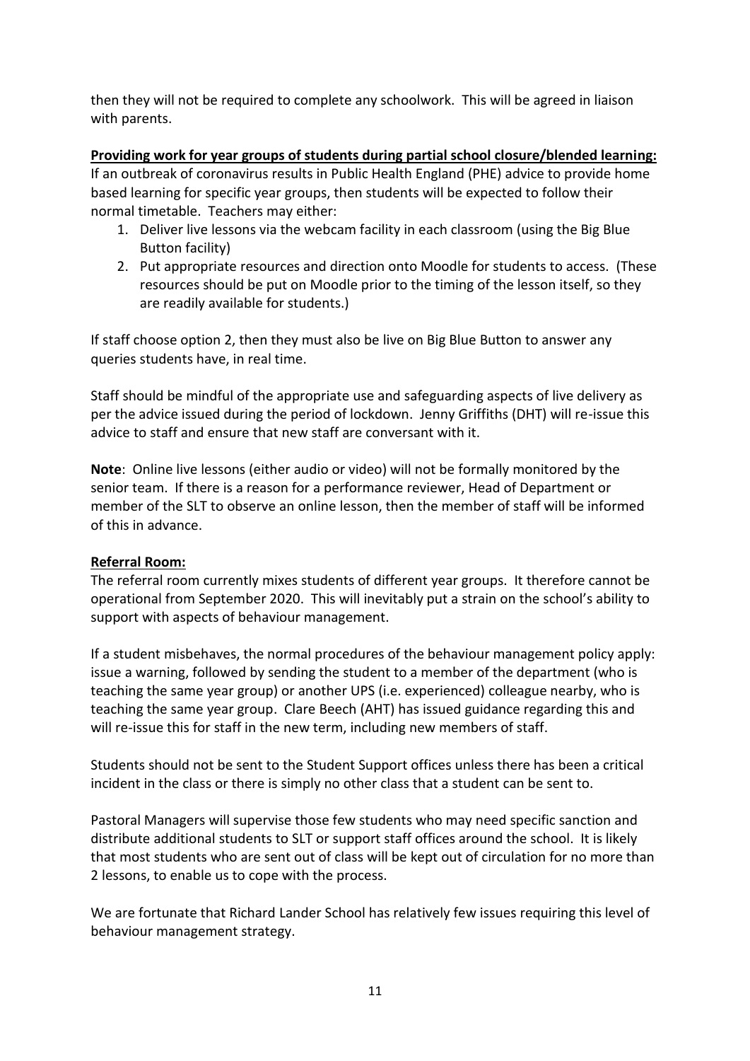then they will not be required to complete any schoolwork. This will be agreed in liaison with parents.

**Providing work for year groups of students during partial school closure/blended learning:**

If an outbreak of coronavirus results in Public Health England (PHE) advice to provide home based learning for specific year groups, then students will be expected to follow their normal timetable. Teachers may either:

1. Deliver live lessons via the webcam facility in each classroom (using the Big Blue Button facility)
2. Put appropriate resources and direction onto Moodle for students to access. (These resources should be put on Moodle prior to the timing of the lesson itself, so they are readily available for students.)

If staff choose option 2, then they must also be live on Big Blue Button to answer any queries students have, in real time.

Staff should be mindful of the appropriate use and safeguarding aspects of live delivery as per the advice issued during the period of lockdown. Jenny Griffiths (DHT) will re-issue this advice to staff and ensure that new staff are conversant with it.

**Note**: Online live lessons (either audio or video) will not be formally monitored by the senior team. If there is a reason for a performance reviewer, Head of Department or member of the SLT to observe an online lesson, then the member of staff will be informed of this in advance.

**Referral Room:**

The referral room currently mixes students of different year groups. It therefore cannot be operational from September 2020. This will inevitably put a strain on the school's ability to support with aspects of behaviour management.

If a student misbehaves, the normal procedures of the behaviour management policy apply: issue a warning, followed by sending the student to a member of the department (who is teaching the same year group) or another UPS (i.e. experienced) colleague nearby, who is teaching the same year group. Clare Beech (AHT) has issued guidance regarding this and will re-issue this for staff in the new term, including new members of staff.

Students should not be sent to the Student Support offices unless there has been a critical incident in the class or there is simply no other class that a student can be sent to.

Pastoral Managers will supervise those few students who may need specific sanction and distribute additional students to SLT or support staff offices around the school. It is likely that most students who are sent out of class will be kept out of circulation for no more than 2 lessons, to enable us to cope with the process.

We are fortunate that Richard Lander School has relatively few issues requiring this level of behaviour management strategy.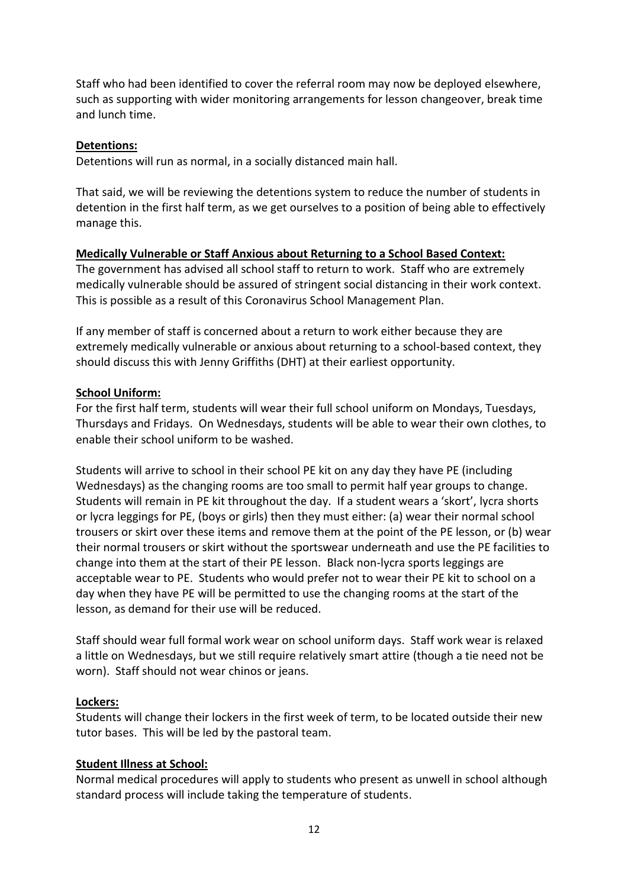Staff who had been identified to cover the referral room may now be deployed elsewhere, such as supporting with wider monitoring arrangements for lesson changeover, break time and lunch time.

**Detentions:**

Detentions will run as normal, in a socially distanced main hall.

That said, we will be reviewing the detentions system to reduce the number of students in detention in the first half term, as we get ourselves to a position of being able to effectively manage this.

**Medically Vulnerable or Staff Anxious about Returning to a School Based Context:**

The government has advised all school staff to return to work. Staff who are extremely medically vulnerable should be assured of stringent social distancing in their work context. This is possible as a result of this Coronavirus School Management Plan.

If any member of staff is concerned about a return to work either because they are extremely medically vulnerable or anxious about returning to a school-based context, they should discuss this with Jenny Griffiths (DHT) at their earliest opportunity.

**School Uniform:**

For the first half term, students will wear their full school uniform on Mondays, Tuesdays, Thursdays and Fridays. On Wednesdays, students will be able to wear their own clothes, to enable their school uniform to be washed.

Students will arrive to school in their school PE kit on any day they have PE (including Wednesdays) as the changing rooms are too small to permit half year groups to change. Students will remain in PE kit throughout the day. If a student wears a 'skort', lycra shorts or lycra leggings for PE, (boys or girls) then they must either: (a) wear their normal school trousers or skirt over these items and remove them at the point of the PE lesson, or (b) wear their normal trousers or skirt without the sportswear underneath and use the PE facilities to change into them at the start of their PE lesson. Black non-lycra sports leggings are acceptable wear to PE. Students who would prefer not to wear their PE kit to school on a day when they have PE will be permitted to use the changing rooms at the start of the lesson, as demand for their use will be reduced.

Staff should wear full formal work wear on school uniform days. Staff work wear is relaxed a little on Wednesdays, but we still require relatively smart attire (though a tie need not be worn). Staff should not wear chinos or jeans.

**Lockers:**

Students will change their lockers in the first week of term, to be located outside their new tutor bases. This will be led by the pastoral team.

**Student Illness at School:**

Normal medical procedures will apply to students who present as unwell in school although standard process will include taking the temperature of students.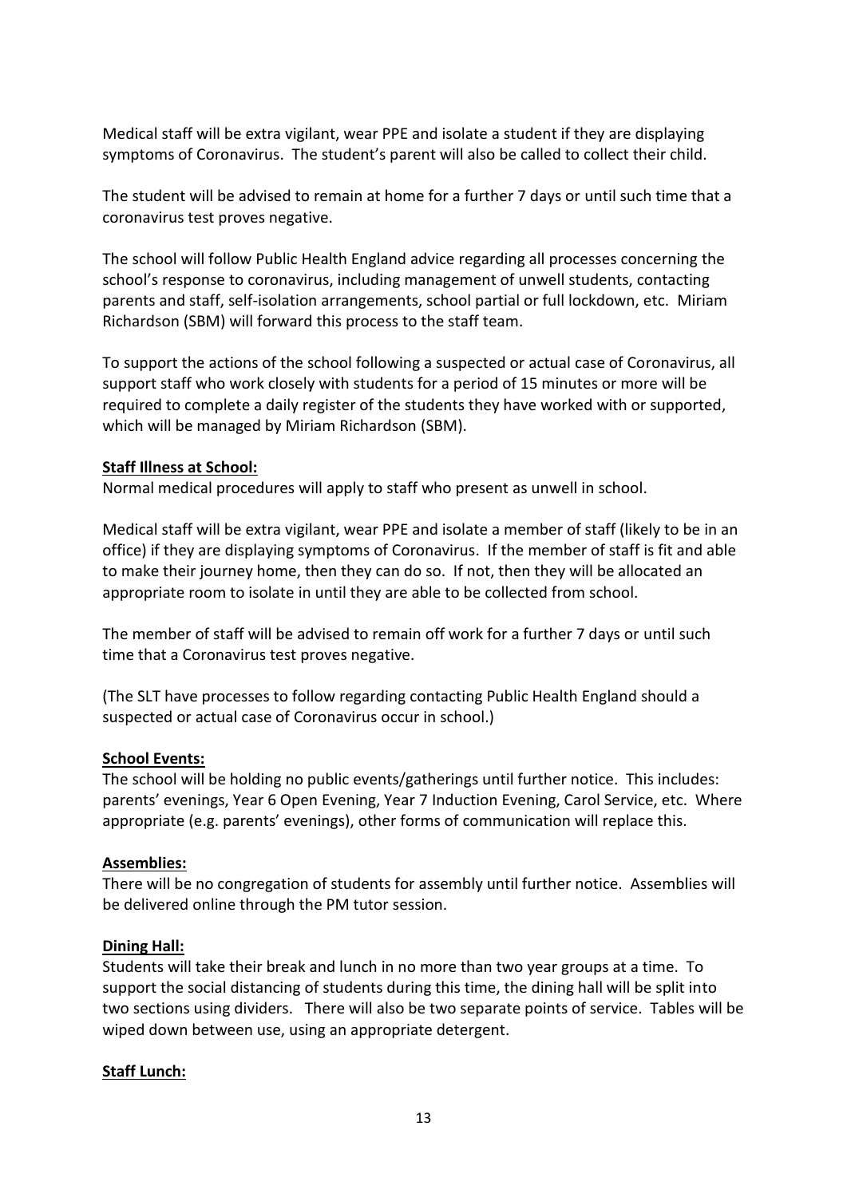Medical staff will be extra vigilant, wear PPE and isolate a student if they are displaying symptoms of Coronavirus. The student's parent will also be called to collect their child.

The student will be advised to remain at home for a further 7 days or until such time that a coronavirus test proves negative.

The school will follow Public Health England advice regarding all processes concerning the school's response to coronavirus, including management of unwell students, contacting parents and staff, self-isolation arrangements, school partial or full lockdown, etc. Miriam Richardson (SBM) will forward this process to the staff team.

To support the actions of the school following a suspected or actual case of Coronavirus, all support staff who work closely with students for a period of 15 minutes or more will be required to complete a daily register of the students they have worked with or supported, which will be managed by Miriam Richardson (SBM).

**Staff Illness at School:**

Normal medical procedures will apply to staff who present as unwell in school.

Medical staff will be extra vigilant, wear PPE and isolate a member of staff (likely to be in an office) if they are displaying symptoms of Coronavirus. If the member of staff is fit and able to make their journey home, then they can do so. If not, then they will be allocated an appropriate room to isolate in until they are able to be collected from school.

The member of staff will be advised to remain off work for a further 7 days or until such time that a Coronavirus test proves negative.

(The SLT have processes to follow regarding contacting Public Health England should a suspected or actual case of Coronavirus occur in school.)

**School Events:**

The school will be holding no public events/gatherings until further notice. This includes: parents' evenings, Year 6 Open Evening, Year 7 Induction Evening, Carol Service, etc. Where appropriate (e.g. parents' evenings), other forms of communication will replace this.

**Assemblies:**

There will be no congregation of students for assembly until further notice. Assemblies will be delivered online through the PM tutor session.

**Dining Hall:**

Students will take their break and lunch in no more than two year groups at a time. To support the social distancing of students during this time, the dining hall will be split into two sections using dividers. There will also be two separate points of service. Tables will be wiped down between use, using an appropriate detergent.

**Staff Lunch:**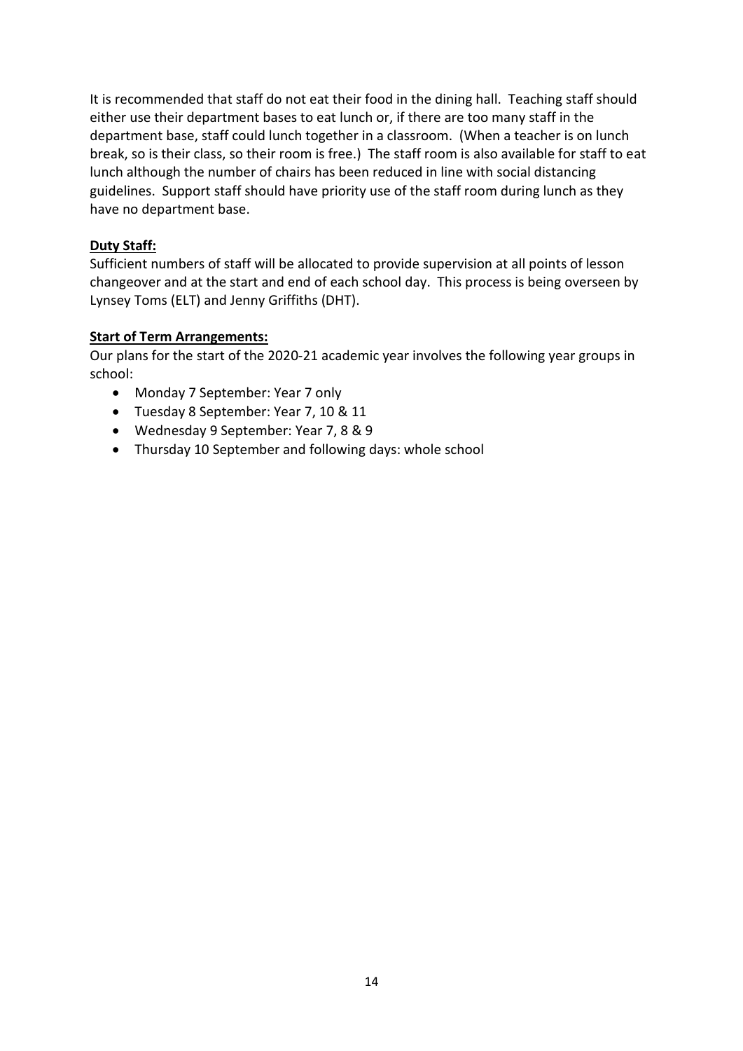It is recommended that staff do not eat their food in the dining hall. Teaching staff should either use their department bases to eat lunch or, if there are too many staff in the department base, staff could lunch together in a classroom. (When a teacher is on lunch break, so is their class, so their room is free.) The staff room is also available for staff to eat lunch although the number of chairs has been reduced in line with social distancing guidelines. Support staff should have priority use of the staff room during lunch as they have no department base.

**Duty Staff:**

Sufficient numbers of staff will be allocated to provide supervision at all points of lesson changeover and at the start and end of each school day. This process is being overseen by Lynsey Toms (ELT) and Jenny Griffiths (DHT).

**Start of Term Arrangements:**

Our plans for the start of the 2020-21 academic year involves the following year groups in school:

- Monday 7 September: Year 7 only
- Tuesday 8 September: Year 7, 10 & 11
- Wednesday 9 September: Year 7, 8 & 9
- Thursday 10 September and following days: whole school